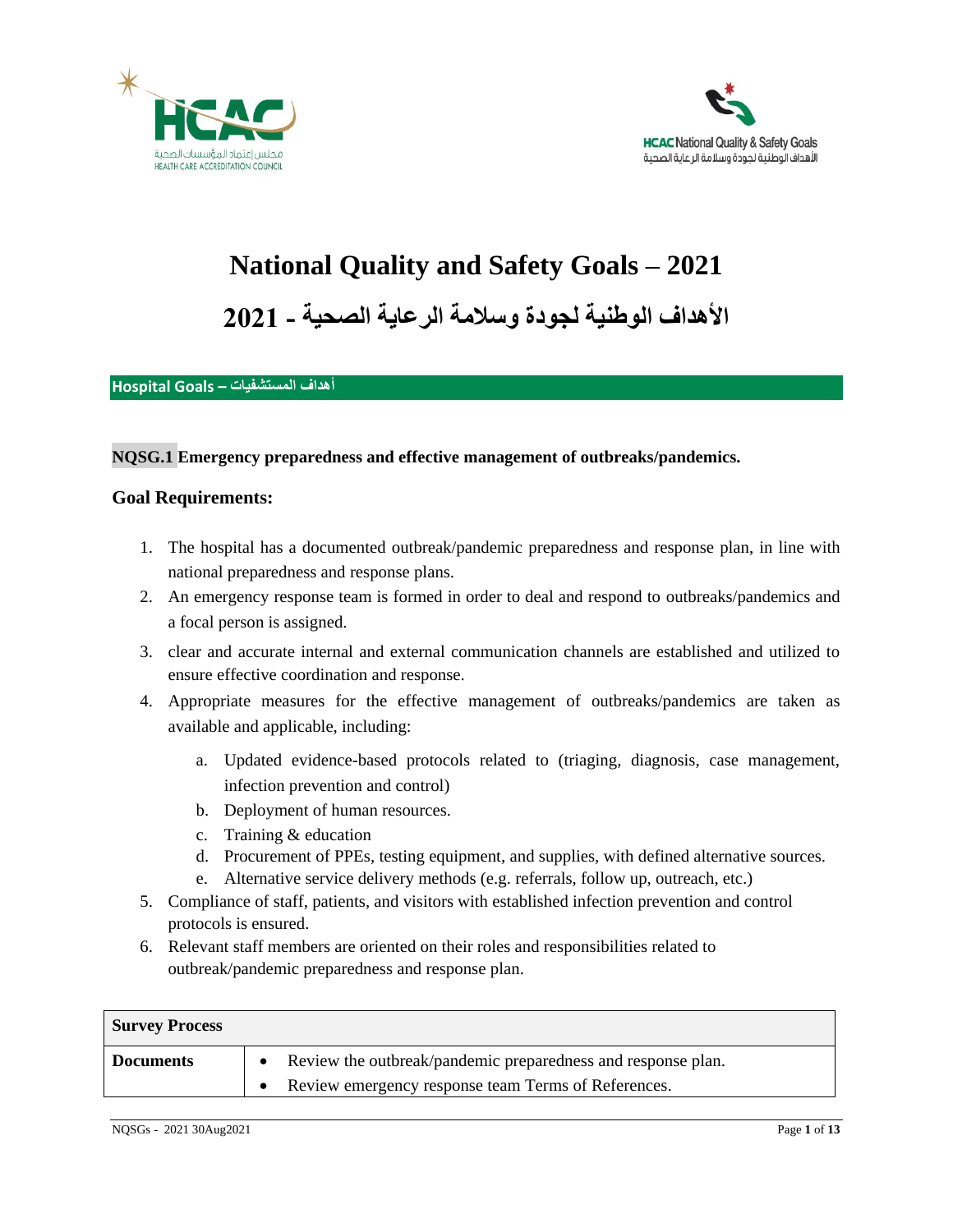# National Quality and Safety Goals – 2021

# الأهداف الوطنية لجودة وسلامة الرعاية الصحية - 2021

## Hospital Goals – أهداف المستشفيات

### NQSG.1 Emergency preparedness and effective management of outbreaks/pandemics.

**Goal Requirements:**

1. The hospital has a documented outbreak/pandemic preparedness and response plan, in line with national preparedness and response plans.
2. An emergency response team is formed in order to deal and respond to outbreaks/pandemics and a focal person is assigned.
3. clear and accurate internal and external communication channels are established and utilized to ensure effective coordination and response.
4. Appropriate measures for the effective management of outbreaks/pandemics are taken as available and applicable, including:
   a. Updated evidence-based protocols related to (triaging, diagnosis, case management, infection prevention and control)
   b. Deployment of human resources.
   c. Training & education
   d. Procurement of PPEs, testing equipment, and supplies, with defined alternative sources.
   e. Alternative service delivery methods (e.g. referrals, follow up, outreach, etc.)
5. Compliance of staff, patients, and visitors with established infection prevention and control protocols is ensured.
6. Relevant staff members are oriented on their roles and responsibilities related to outbreak/pandemic preparedness and response plan.

| **Survey Process** | |
|---|---|
| **Documents** | • Review the outbreak/pandemic preparedness and response plan.<br>• Review emergency response team Terms of References. |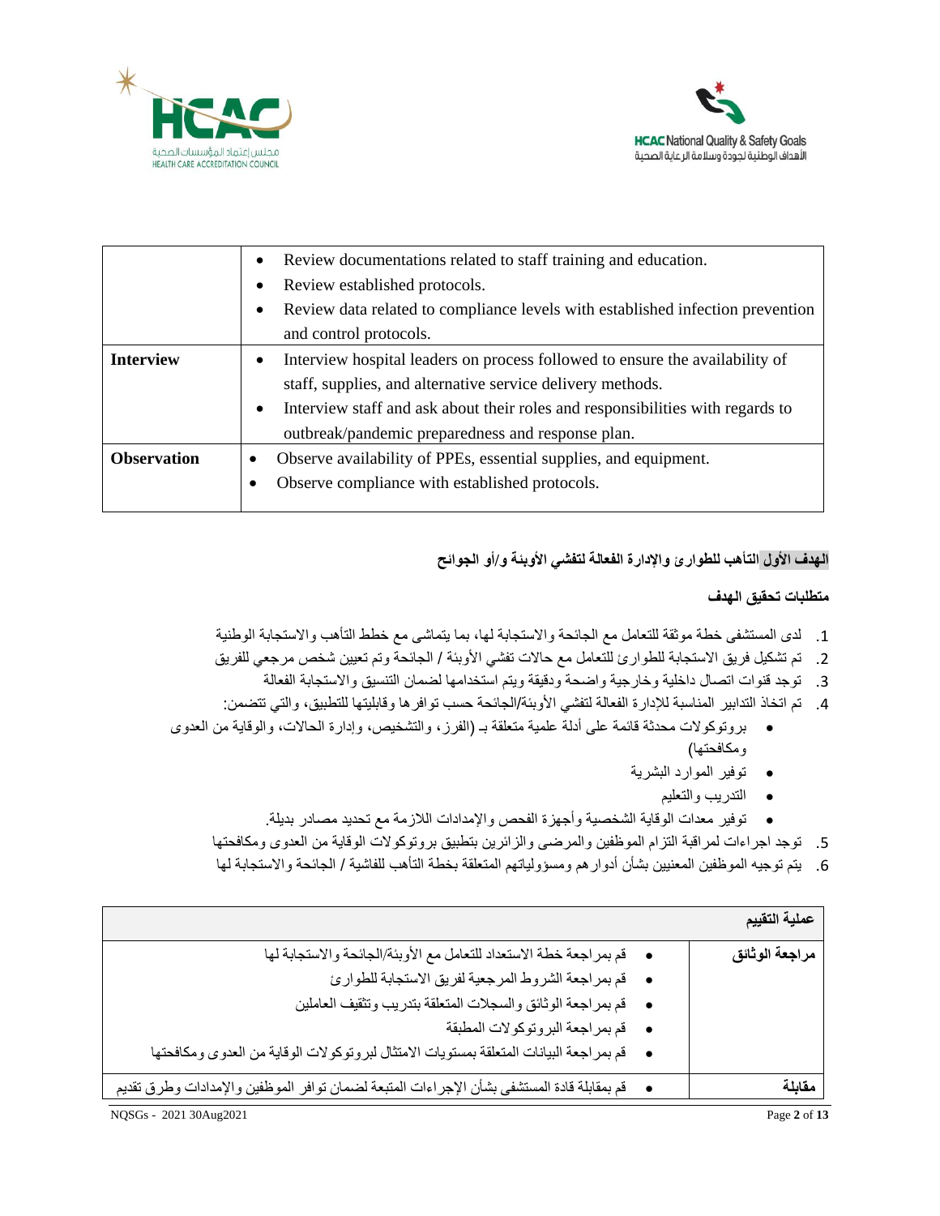| | |
|---|---|
| | • Review documentations related to staff training and education.<br>• Review established protocols.<br>• Review data related to compliance levels with established infection prevention and control protocols. |
| **Interview** | • Interview hospital leaders on process followed to ensure the availability of staff, supplies, and alternative service delivery methods.<br>• Interview staff and ask about their roles and responsibilities with regards to outbreak/pandemic preparedness and response plan. |
| **Observation** | • Observe availability of PPEs, essential supplies, and equipment.<br>• Observe compliance with established protocols. |

**الهدف الأول التأهب للطوارئ والإدارة الفعالة لتفشي الأوبئة و/أو الجوائح**

**متطلبات تحقيق الهدف**

1. لدى المستشفى خطة موثقة للتعامل مع الجائحة والاستجابة لها، بما يتماشى مع خطط التأهب والاستجابة الوطنية
2. تم تشكيل فريق الاستجابة للطوارئ للتعامل مع حالات تفشي الأوبئة / الجائحة وتم تعيين شخص مرجعي للفريق
3. توجد قنوات اتصال داخلية وخارجية واضحة ودقيقة ويتم استخدامها لضمان التنسيق والاستجابة الفعالة
4. تم اتخاذ التدابير المناسبة للإدارة الفعالة لتفشي الأوبئة/الجائحة حسب توافرها وقابليتها للتطبيق، والتي تتضمن:
   - بروتوكولات محدثة قائمة على أدلة علمية متعلقة بـ (الفرز، والتشخيص، وإدارة الحالات، والوقاية من العدوى ومكافحتها)
   - توفير الموارد البشرية
   - التدريب والتعليم
   - توفير معدات الوقاية الشخصية وأجهزة الفحص والإمدادات اللازمة مع تحديد مصادر بديلة.
5. توجد اجراءات لمراقبة التزام الموظفين والمرضى والزائرين بتطبيق بروتوكولات الوقاية من العدوى ومكافحتها
6. يتم توجيه الموظفين المعنيين بشأن أدوارهم ومسؤولياتهم المتعلقة بخطة التأهب للفاشية / الجائحة والاستجابة لها

| **عملية التقييم** | |
|---|---|
| **مراجعة الوثائق** | • قم بمراجعة خطة الاستعداد للتعامل مع الأوبئة/الجائحة والاستجابة لها<br>• قم بمراجعة الشروط المرجعية لفريق الاستجابة للطوارئ<br>• قم بمراجعة الوثائق والسجلات المتعلقة بتدريب وتثقيف العاملين<br>• قم بمراجعة البروتوكولات المطبقة<br>• قم بمراجعة البيانات المتعلقة بمستويات الامتثال لبروتوكولات الوقاية من العدوى ومكافحتها |
| **مقابلة** | • قم بمقابلة قادة المستشفى بشأن الإجراءات المتبعة لضمان توافر الموظفين والإمدادات وطرق تقديم |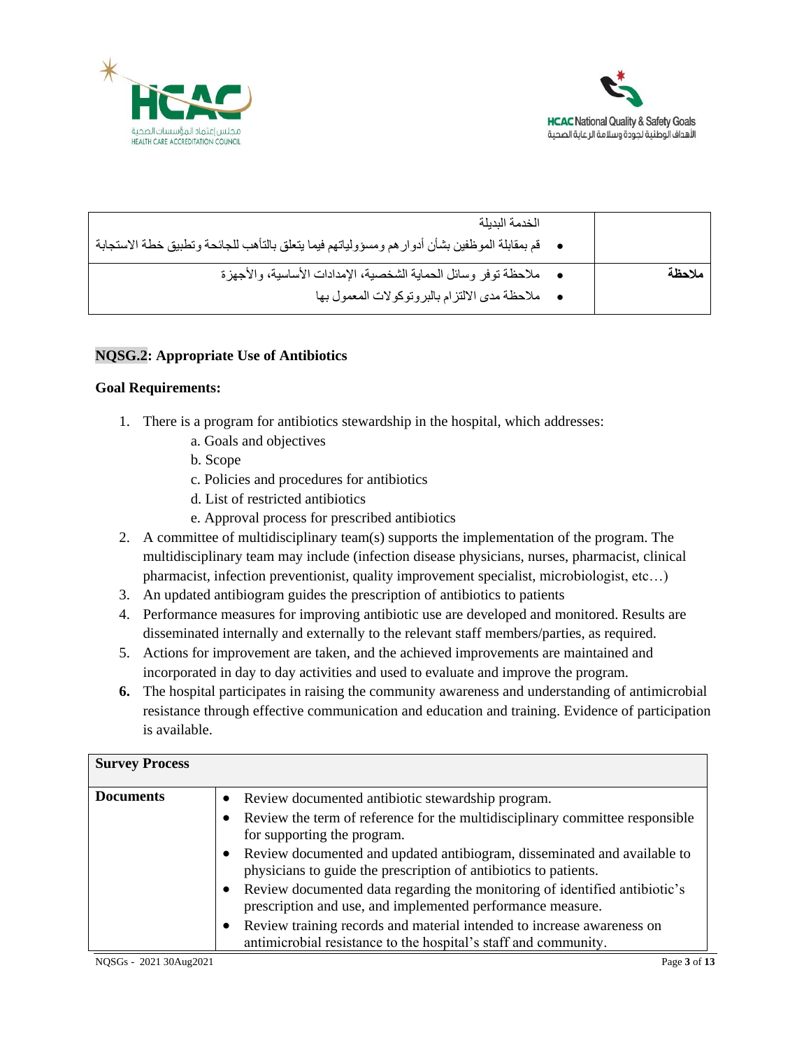| | |
|---|---|
| | الخدمة البديلة<br>• قم بمقابلة الموظفين بشأن أدوارهم ومسؤولياتهم فيما يتعلق بالتأهب للجائحة وتطبيق خطة الاستجابة |
| **ملاحظة** | • ملاحظة توفر وسائل الحماية الشخصية، الإمدادات الأساسية، والأجهزة<br>• ملاحظة مدى الالتزام بالبروتوكولات المعمول بها |

## NQSG.2: Appropriate Use of Antibiotics

**Goal Requirements:**

1. There is a program for antibiotics stewardship in the hospital, which addresses:
   a. Goals and objectives
   b. Scope
   c. Policies and procedures for antibiotics
   d. List of restricted antibiotics
   e. Approval process for prescribed antibiotics
2. A committee of multidisciplinary team(s) supports the implementation of the program. The multidisciplinary team may include (infection disease physicians, nurses, pharmacist, clinical pharmacist, infection preventionist, quality improvement specialist, microbiologist, etc…)
3. An updated antibiogram guides the prescription of antibiotics to patients
4. Performance measures for improving antibiotic use are developed and monitored. Results are disseminated internally and externally to the relevant staff members/parties, as required.
5. Actions for improvement are taken, and the achieved improvements are maintained and incorporated in day to day activities and used to evaluate and improve the program.
6. The hospital participates in raising the community awareness and understanding of antimicrobial resistance through effective communication and education and training. Evidence of participation is available.

| **Survey Process** | |
|---|---|
| **Documents** | • Review documented antibiotic stewardship program.<br>• Review the term of reference for the multidisciplinary committee responsible for supporting the program.<br>• Review documented and updated antibiogram, disseminated and available to physicians to guide the prescription of antibiotics to patients.<br>• Review documented data regarding the monitoring of identified antibiotic's prescription and use, and implemented performance measure.<br>• Review training records and material intended to increase awareness on antimicrobial resistance to the hospital's staff and community. |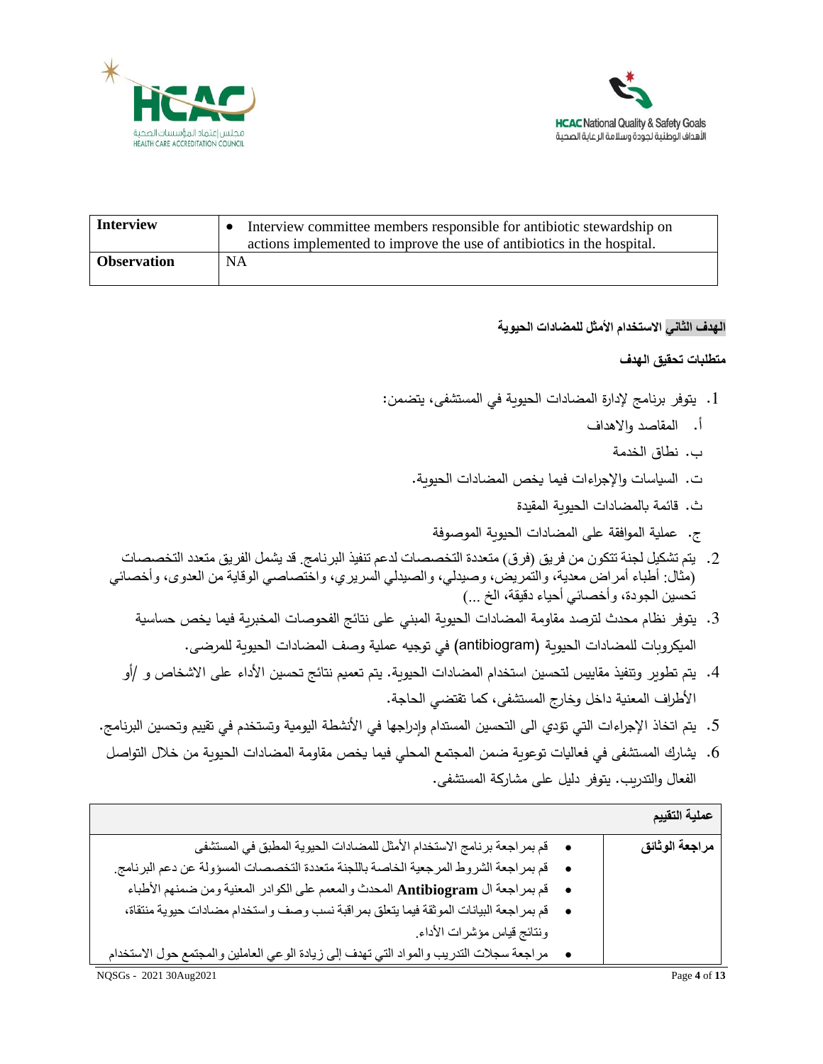| | |
|---|---|
| **Interview** | • Interview committee members responsible for antibiotic stewardship on actions implemented to improve the use of antibiotics in the hospital. |
| **Observation** | NA |

### الهدف الثاني الاستخدام الأمثل للمضادات الحيوية

#### متطلبات تحقيق الهدف

1. يتوفر برنامج لإدارة المضادات الحيوية في المستشفى، يتضمن:
   أ. المقاصد والاهداف
   ب. نطاق الخدمة
   ت. السياسات والإجراءات فيما يخص المضادات الحيوية.
   ث. قائمة بالمضادات الحيوية المقيدة
   ج. عملية الموافقة على المضادات الحيوية الموصوفة
2. يتم تشكيل لجنة تتكون من فريق (فرق) متعددة التخصصات لدعم تنفيذ البرنامج. قد يشمل الفريق متعدد التخصصات (مثال: أطباء أمراض معدية، والتمريض، وصيدلي، والصيدلي السريري، واختصاصي الوقاية من العدوى، وأخصائي تحسين الجودة، وأخصائي أحياء دقيقة، الخ ...)
3. يتوفر نظام محدث لترصد مقاومة المضادات الحيوية المبني على نتائج الفحوصات المخبرية فيما يخص حساسية الميكروبات للمضادات الحيوية (antibiogram) في توجيه عملية وصف المضادات الحيوية للمرضى.
4. يتم تطوير وتنفيذ مقاييس لتحسين استخدام المضادات الحيوية. يتم تعميم نتائج تحسين الأداء على الاشخاص و /أو الأطراف المعنية داخل وخارج المستشفى، كما تقتضي الحاجة.
5. يتم اتخاذ الإجراءات التي تؤدي الى التحسين المستدام وإدراجها في الأنشطة اليومية وتستخدم في تقييم وتحسين البرنامج.
6. يشارك المستشفى في فعاليات توعوية ضمن المجتمع المحلي فيما يخص مقاومة المضادات الحيوية من خلال التواصل الفعال والتدريب. يتوفر دليل على مشاركة المستشفى.

| عملية التقييم | |
|---|---|
| **مراجعة الوثائق** | • قم بمراجعة برنامج الاستخدام الأمثل للمضادات الحيوية المطبق في المستشفى<br>• قم بمراجعة الشروط المرجعية الخاصة باللجنة متعددة التخصصات المسؤولة عن دعم البرنامج.<br>• قم بمراجعة ال **Antibiogram** المحدث والمعمم على الكوادر المعنية ومن ضمنهم الأطباء<br>• قم بمراجعة البيانات الموثقة فيما يتعلق بمراقبة نسب وصف واستخدام مضادات حيوية منتقاة، ونتائج قياس مؤشرات الأداء.<br>• مراجعة سجلات التدريب والمواد التي تهدف إلى زيادة الوعي العاملين والمجتمع حول الاستخدام |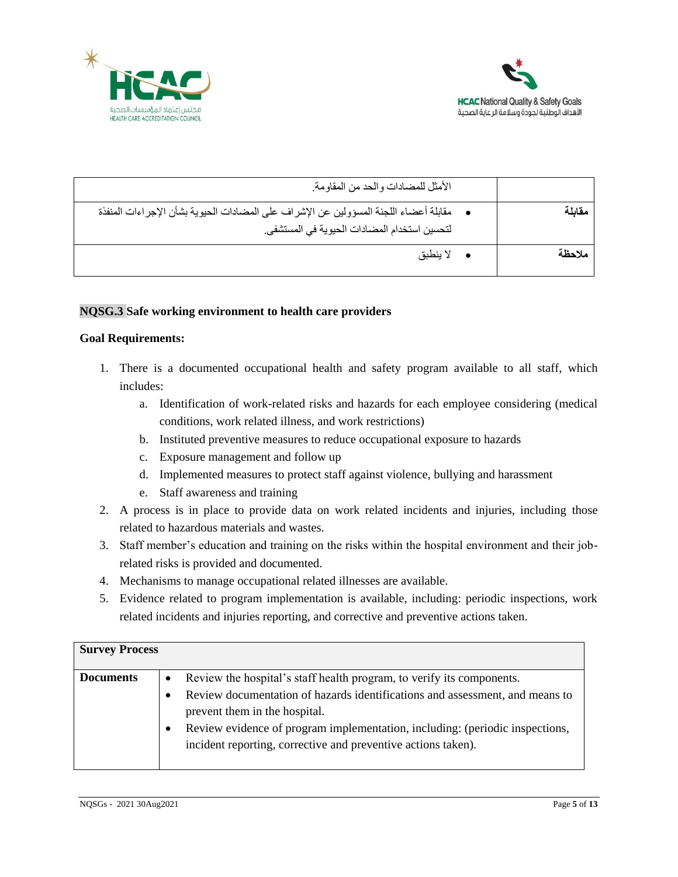| | |
|---|---|
| | الأمثل للمضادات والحد من المقاومة. |
| **مقابلة** | • مقابلة أعضاء اللجنة المسؤولين عن الإشراف على المضادات الحيوية بشأن الإجراءات المنفذة لتحسين استخدام المضادات الحيوية في المستشفى. |
| **ملاحظة** | • لا ينطبق |

## NQSG.3 Safe working environment to health care providers

**Goal Requirements:**

1. There is a documented occupational health and safety program available to all staff, which includes:
   a. Identification of work-related risks and hazards for each employee considering (medical conditions, work related illness, and work restrictions)
   b. Instituted preventive measures to reduce occupational exposure to hazards
   c. Exposure management and follow up
   d. Implemented measures to protect staff against violence, bullying and harassment
   e. Staff awareness and training
2. A process is in place to provide data on work related incidents and injuries, including those related to hazardous materials and wastes.
3. Staff member's education and training on the risks within the hospital environment and their job-related risks is provided and documented.
4. Mechanisms to manage occupational related illnesses are available.
5. Evidence related to program implementation is available, including: periodic inspections, work related incidents and injuries reporting, and corrective and preventive actions taken.

| **Survey Process** | |
|---|---|
| **Documents** | • Review the hospital's staff health program, to verify its components.<br>• Review documentation of hazards identifications and assessment, and means to prevent them in the hospital.<br>• Review evidence of program implementation, including: (periodic inspections, incident reporting, corrective and preventive actions taken). |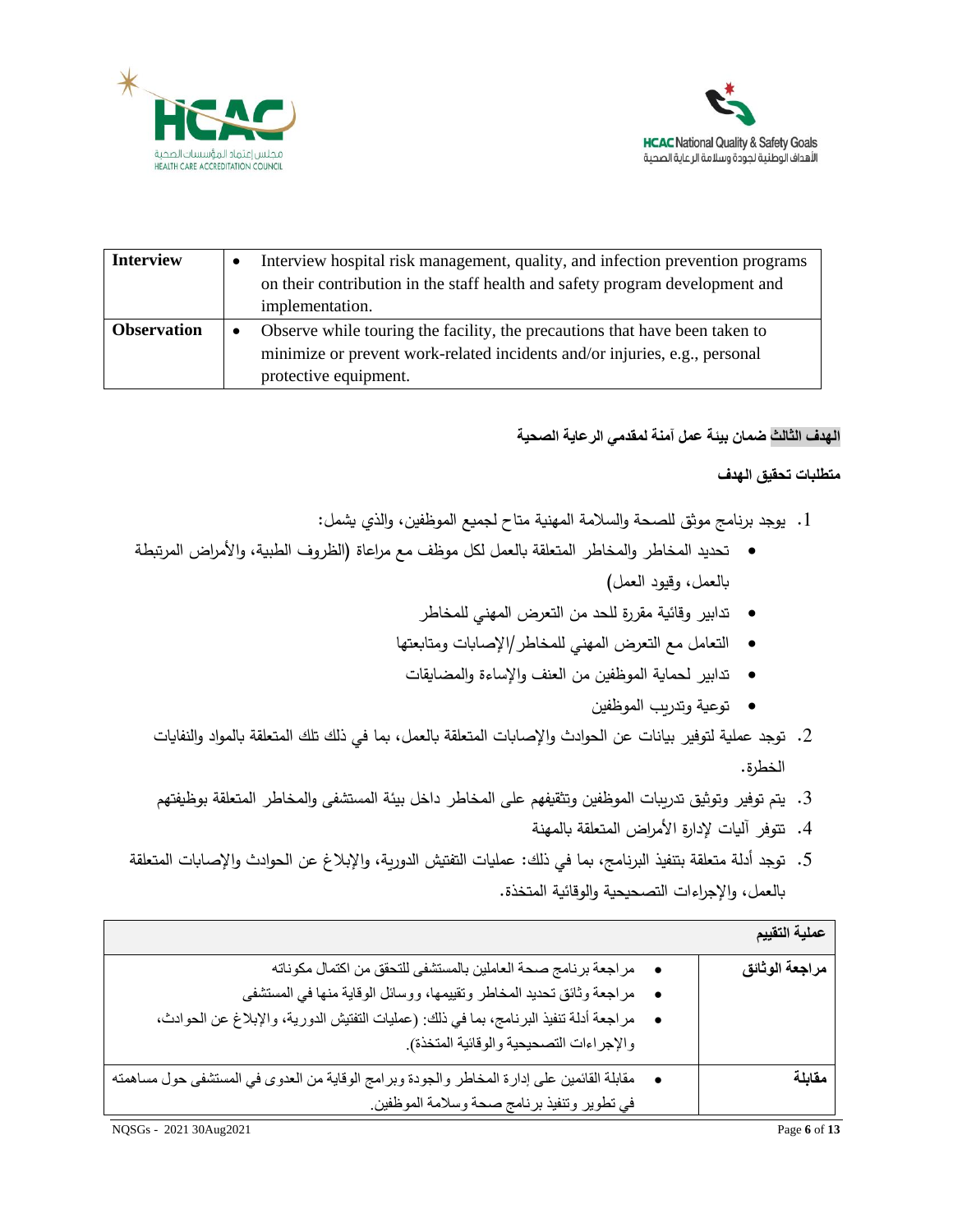| Interview | • Interview hospital risk management, quality, and infection prevention programs on their contribution in the staff health and safety program development and implementation. |
|---|---|
| **Observation** | • Observe while touring the facility, the precautions that have been taken to minimize or prevent work-related incidents and/or injuries, e.g., personal protective equipment. |

**الهدف الثالث ضمان بيئة عمل آمنة لمقدمي الرعاية الصحية**

**متطلبات تحقيق الهدف**

1. يوجد برنامج موثق للصحة والسلامة المهنية متاح لجميع الموظفين، والذي يشمل:
   - تحديد المخاطر والمخاطر المتعلقة بالعمل لكل موظف مع مراعاة (الظروف الطبية، والأمراض المرتبطة بالعمل، وقيود العمل)
   - تدابير وقائية مقررة للحد من التعرض المهني للمخاطر
   - التعامل مع التعرض المهني للمخاطر/الإصابات ومتابعتها
   - تدابير لحماية الموظفين من العنف والإساءة والمضايقات
   - توعية وتدريب الموظفين
2. توجد عملية لتوفير بيانات عن الحوادث والإصابات المتعلقة بالعمل، بما في ذلك تلك المتعلقة بالمواد والنفايات الخطرة.
3. يتم توفير وتوثيق تدريبات الموظفين وتثقيفهم على المخاطر داخل بيئة المستشفى والمخاطر المتعلقة بوظيفتهم
4. تتوفر آليات لإدارة الأمراض المتعلقة بالمهنة
5. توجد أدلة متعلقة بتنفيذ البرنامج، بما في ذلك: عمليات التفتيش الدورية، والإبلاغ عن الحوادث والإصابات المتعلقة بالعمل، والإجراءات التصحيحية والوقائية المتخذة.

| **عملية التقييم** | |
|---|---|
| **مراجعة الوثائق** | • مراجعة برنامج صحة العاملين بالمستشفى للتحقق من اكتمال مكوناته<br>• مراجعة وثائق تحديد المخاطر وتقييمها، ووسائل الوقاية منها في المستشفى<br>• مراجعة أدلة تنفيذ البرنامج، بما في ذلك: (عمليات التفتيش الدورية، والإبلاغ عن الحوادث، والإجراءات التصحيحية والوقائية المتخذة). |
| **مقابلة** | • مقابلة القائمين على إدارة المخاطر والجودة وبرامج الوقاية من العدوى في المستشفى حول مساهمته في تطوير وتنفيذ برنامج صحة وسلامة الموظفين. |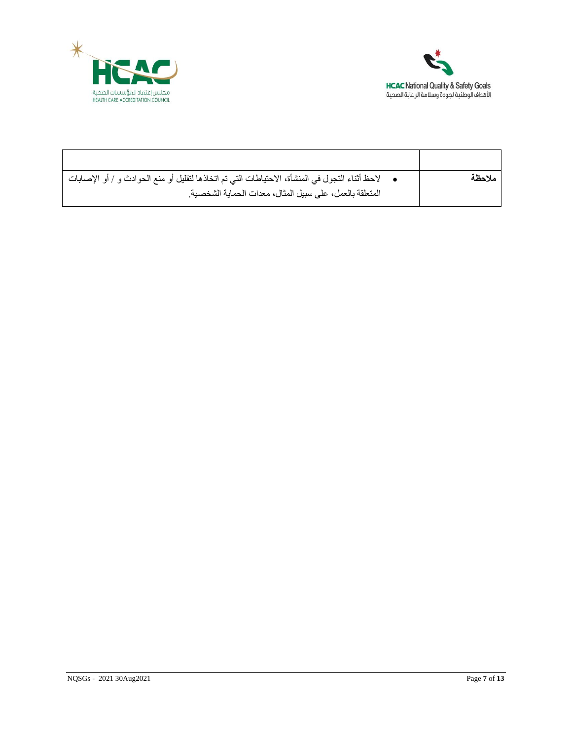| | |
|---|---|
| ملاحظة | • لاحظ أثناء التجول في المنشأة، الاحتياطات التي تم اتخاذها لتقليل أو منع الحوادث و / أو الإصابات المتعلقة بالعمل، على سبيل المثال، معدات الحماية الشخصية. |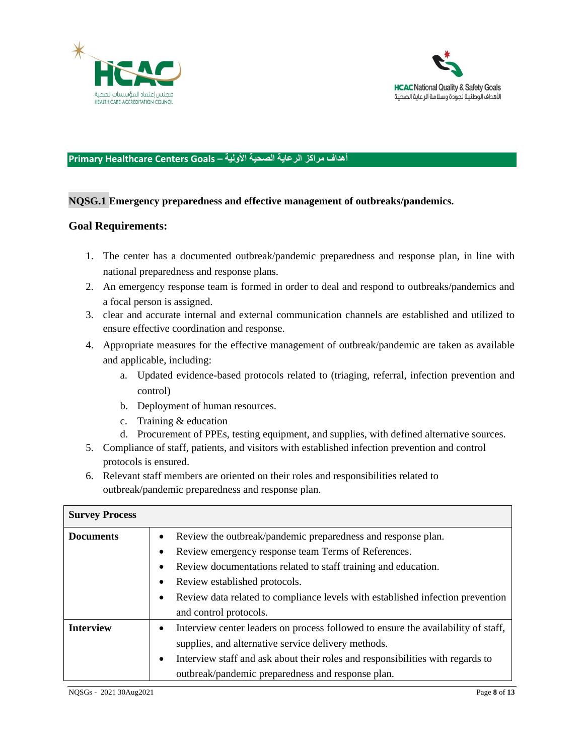## Primary Healthcare Centers Goals – أهداف مراكز الرعاية الصحية الأولية

**NQSG.1 Emergency preparedness and effective management of outbreaks/pandemics.**

### Goal Requirements:

1. The center has a documented outbreak/pandemic preparedness and response plan, in line with national preparedness and response plans.
2. An emergency response team is formed in order to deal and respond to outbreaks/pandemics and a focal person is assigned.
3. clear and accurate internal and external communication channels are established and utilized to ensure effective coordination and response.
4. Appropriate measures for the effective management of outbreak/pandemic are taken as available and applicable, including:
   a. Updated evidence-based protocols related to (triaging, referral, infection prevention and control)
   b. Deployment of human resources.
   c. Training & education
   d. Procurement of PPEs, testing equipment, and supplies, with defined alternative sources.
5. Compliance of staff, patients, and visitors with established infection prevention and control protocols is ensured.
6. Relevant staff members are oriented on their roles and responsibilities related to outbreak/pandemic preparedness and response plan.

| **Survey Process** | |
|---|---|
| **Documents** | • Review the outbreak/pandemic preparedness and response plan.<br>• Review emergency response team Terms of References.<br>• Review documentations related to staff training and education.<br>• Review established protocols.<br>• Review data related to compliance levels with established infection prevention and control protocols. |
| **Interview** | • Interview center leaders on process followed to ensure the availability of staff, supplies, and alternative service delivery methods.<br>• Interview staff and ask about their roles and responsibilities with regards to outbreak/pandemic preparedness and response plan. |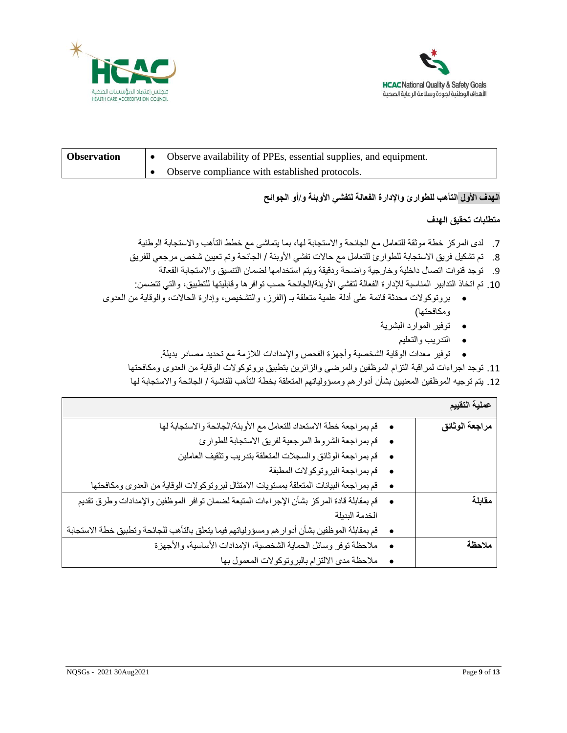| Observation | • Observe availability of PPEs, essential supplies, and equipment.<br>• Observe compliance with established protocols. |
|---|---|

**الهدف الأول التأهب للطوارئ والإدارة الفعالة لتفشي الأوبئة و/أو الجوائح**

**متطلبات تحقيق الهدف**

7. لدى المركز خطة موثقة للتعامل مع الجائحة والاستجابة لها، بما يتماشى مع خطط التأهب والاستجابة الوطنية
8. تم تشكيل فريق الاستجابة للطوارئ للتعامل مع حالات تفشي الأوبئة / الجائحة وتم تعيين شخص مرجعي للفريق
9. توجد قنوات اتصال داخلية وخارجية واضحة ودقيقة ويتم استخدامها لضمان التنسيق والاستجابة الفعالة
10. تم اتخاذ التدابير المناسبة للإدارة الفعالة لتفشي الأوبئة/الجائحة حسب توافرها وقابليتها للتطبيق، والتي تتضمن:
    - بروتوكولات محدثة قائمة على أدلة علمية متعلقة بـ (الفرز، والتشخيص، وإدارة الحالات، والوقاية من العدوى ومكافحتها)
    - توفير الموارد البشرية
    - التدريب والتعليم
    - توفير معدات الوقاية الشخصية وأجهزة الفحص والإمدادات اللازمة مع تحديد مصادر بديلة.
11. توجد اجراءات لمراقبة التزام الموظفين والمرضى والزائرين بتطبيق بروتوكولات الوقاية من العدوى ومكافحتها
12. يتم توجيه الموظفين المعنيين بشأن أدوارهم ومسؤولياتهم المتعلقة بخطة التأهب للفاشية / الجائحة والاستجابة لها

| عملية التقييم | |
|---|---|
| **مراجعة الوثائق** | • قم بمراجعة خطة الاستعداد للتعامل مع الأوبئة/الجائحة والاستجابة لها<br>• قم بمراجعة الشروط المرجعية لفريق الاستجابة للطوارئ<br>• قم بمراجعة الوثائق والسجلات المتعلقة بتدريب وتثقيف العاملين<br>• قم بمراجعة البروتوكولات المطبقة<br>• قم بمراجعة البيانات المتعلقة بمستويات الامتثال لبروتوكولات الوقاية من العدوى ومكافحتها |
| **مقابلة** | • قم بمقابلة قادة المركز بشأن الإجراءات المتبعة لضمان توافر الموظفين والإمدادات وطرق تقديم الخدمة البديلة<br>• قم بمقابلة الموظفين بشأن أدوارهم ومسؤولياتهم فيما يتعلق بالتأهب للجائحة وتطبيق خطة الاستجابة |
| **ملاحظة** | • ملاحظة توفر وسائل الحماية الشخصية، الإمدادات الأساسية، والأجهزة<br>• ملاحظة مدى الالتزام بالبروتوكولات المعمول بها |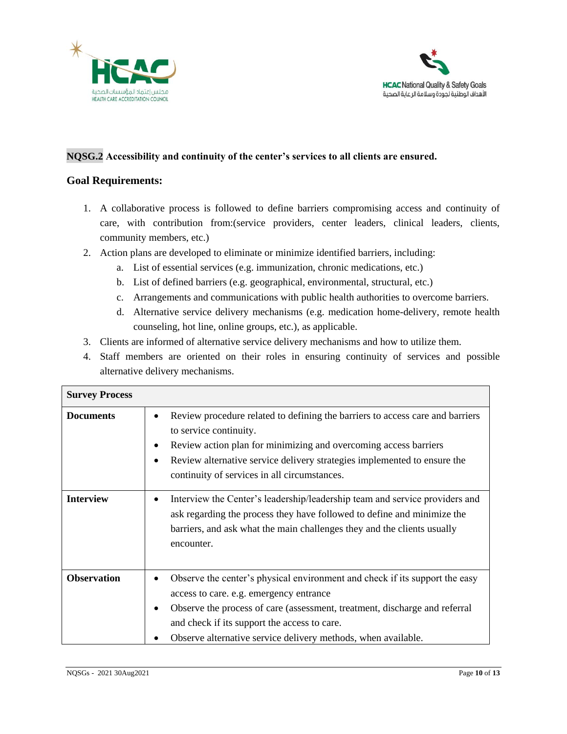**NQSG.2 Accessibility and continuity of the center's services to all clients are ensured.**

## Goal Requirements:

1. A collaborative process is followed to define barriers compromising access and continuity of care, with contribution from:(service providers, center leaders, clinical leaders, clients, community members, etc.)
2. Action plans are developed to eliminate or minimize identified barriers, including:
   a. List of essential services (e.g. immunization, chronic medications, etc.)
   b. List of defined barriers (e.g. geographical, environmental, structural, etc.)
   c. Arrangements and communications with public health authorities to overcome barriers.
   d. Alternative service delivery mechanisms (e.g. medication home-delivery, remote health counseling, hot line, online groups, etc.), as applicable.
3. Clients are informed of alternative service delivery mechanisms and how to utilize them.
4. Staff members are oriented on their roles in ensuring continuity of services and possible alternative delivery mechanisms.

| **Survey Process** | |
|---|---|
| **Documents** | • Review procedure related to defining the barriers to access care and barriers to service continuity.<br>• Review action plan for minimizing and overcoming access barriers<br>• Review alternative service delivery strategies implemented to ensure the continuity of services in all circumstances. |
| **Interview** | • Interview the Center's leadership/leadership team and service providers and ask regarding the process they have followed to define and minimize the barriers, and ask what the main challenges they and the clients usually encounter. |
| **Observation** | • Observe the center's physical environment and check if its support the easy access to care. e.g. emergency entrance<br>• Observe the process of care (assessment, treatment, discharge and referral and check if its support the access to care.<br>• Observe alternative service delivery methods, when available. |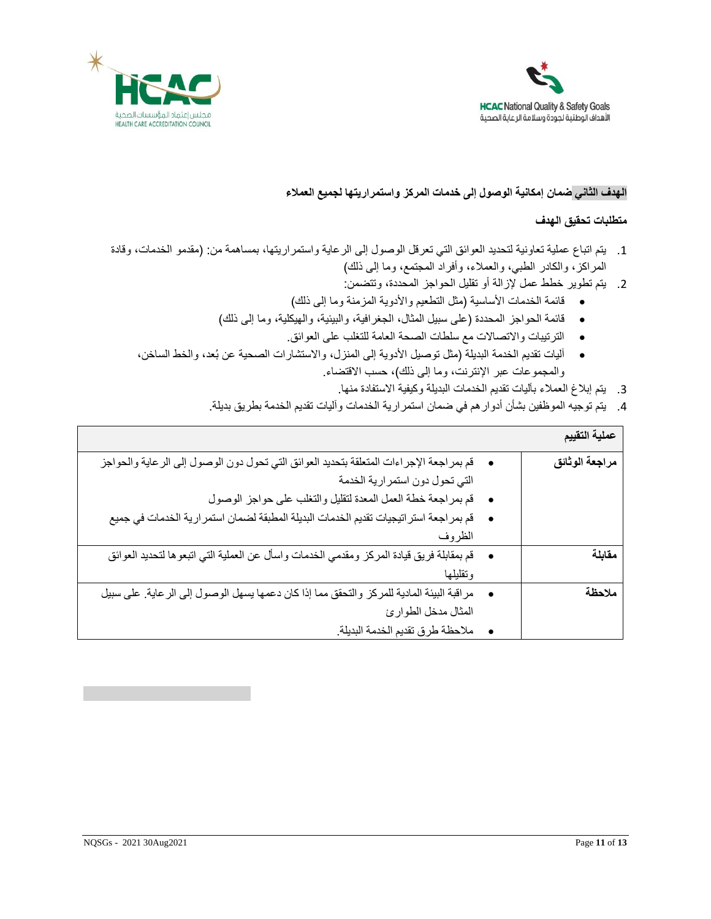**الهدف الثاني ضمان إمكانية الوصول إلى خدمات المركز واستمراريتها لجميع العملاء**

**متطلبات تحقيق الهدف**

1. يتم اتباع عملية تعاونية لتحديد العوائق التي تعرقل الوصول إلى الرعاية واستمراريتها، بمساهمة من: (مقدمو الخدمات، وقادة المراكز، والكادر الطبي، والعملاء، وأفراد المجتمع، وما إلى ذلك)
2. يتم تطوير خطط عمل لإزالة أو تقليل الحواجز المحددة، وتتضمن:
   - قائمة الخدمات الأساسية (مثل التطعيم والأدوية المزمنة وما إلى ذلك)
   - قائمة الحواجز المحددة (على سبيل المثال، الجغرافية، والبيئية، والهيكلية، وما إلى ذلك)
   - الترتيبات والاتصالات مع سلطات الصحة العامة للتغلب على العوائق.
   - آليات تقديم الخدمة البديلة (مثل توصيل الأدوية إلى المنزل، والاستشارات الصحية عن بُعد، والخط الساخن، والمجموعات عبر الإنترنت، وما إلى ذلك)، حسب الاقتضاء.
3. يتم إبلاغ العملاء بآليات تقديم الخدمات البديلة وكيفية الاستفادة منها.
4. يتم توجيه الموظفين بشأن أدوارهم في ضمان استمرارية الخدمات وآليات تقديم الخدمة بطريق بديلة.

| **عملية التقييم** | |
|---|---|
| **مراجعة الوثائق** | • قم بمراجعة الإجراءات المتعلقة بتحديد العوائق التي تحول دون الوصول إلى الرعاية والحواجز التي تحول دون استمرارية الخدمة<br>• قم بمراجعة خطة العمل المعدة لتقليل والتغلب على حواجز الوصول<br>• قم بمراجعة استراتيجيات تقديم الخدمات البديلة المطبقة لضمان استمرارية الخدمات في جميع الظروف |
| **مقابلة** | • قم بمقابلة فريق قيادة المركز ومقدمي الخدمات واسأل عن العملية التي اتبعوها لتحديد العوائق وتقليلها |
| **ملاحظة** | • مراقبة البيئة المادية للمركز والتحقق مما إذا كان دعمها يسهل الوصول إلى الرعاية. على سبيل المثال مدخل الطوارئ<br>• ملاحظة طرق تقديم الخدمة البديلة. |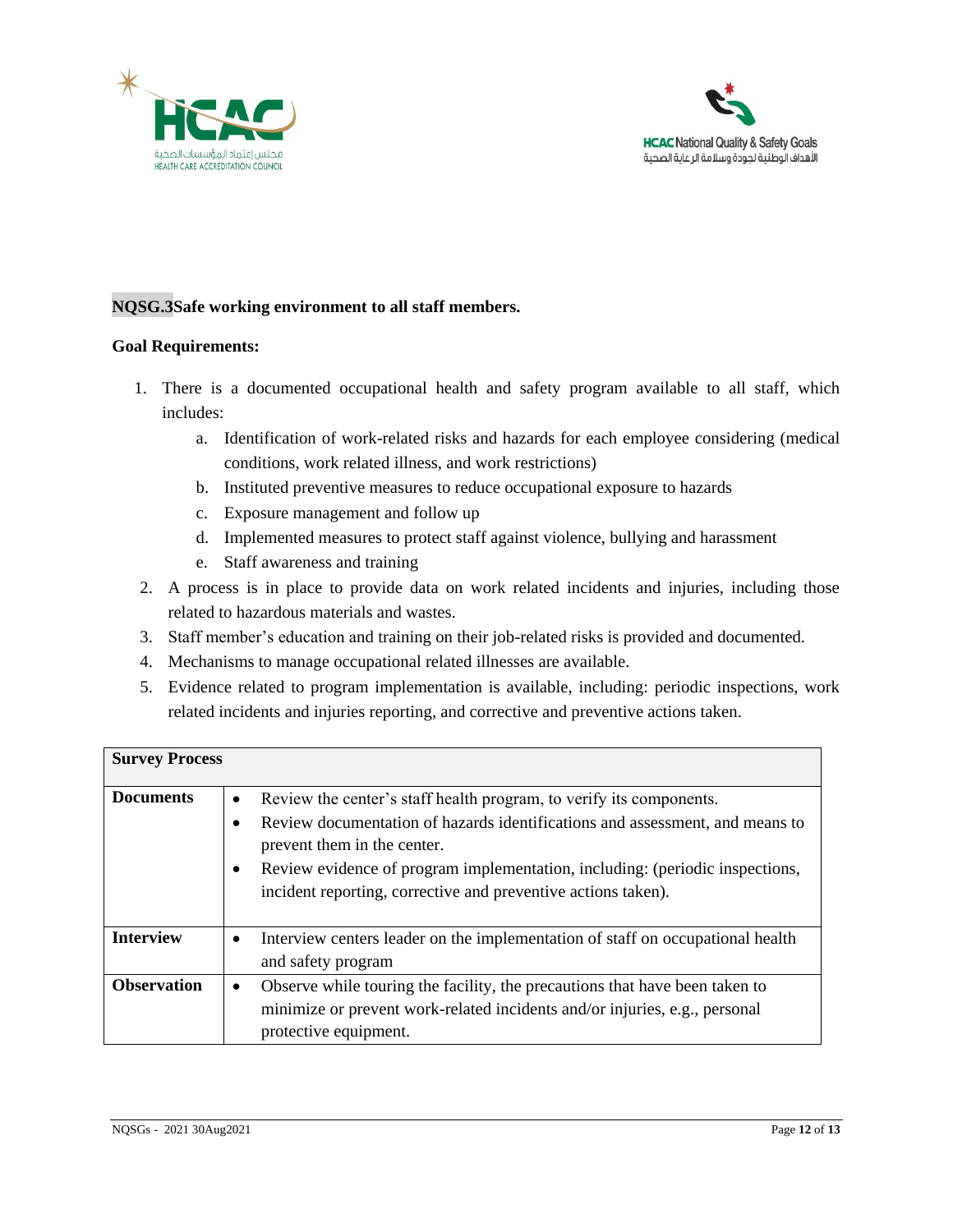**NQSG.3Safe working environment to all staff members.**

**Goal Requirements:**

1. There is a documented occupational health and safety program available to all staff, which includes:
   a. Identification of work-related risks and hazards for each employee considering (medical conditions, work related illness, and work restrictions)
   b. Instituted preventive measures to reduce occupational exposure to hazards
   c. Exposure management and follow up
   d. Implemented measures to protect staff against violence, bullying and harassment
   e. Staff awareness and training
2. A process is in place to provide data on work related incidents and injuries, including those related to hazardous materials and wastes.
3. Staff member's education and training on their job-related risks is provided and documented.
4. Mechanisms to manage occupational related illnesses are available.
5. Evidence related to program implementation is available, including: periodic inspections, work related incidents and injuries reporting, and corrective and preventive actions taken.

| **Survey Process** | |
|---|---|
| **Documents** | • Review the center's staff health program, to verify its components.<br>• Review documentation of hazards identifications and assessment, and means to prevent them in the center.<br>• Review evidence of program implementation, including: (periodic inspections, incident reporting, corrective and preventive actions taken). |
| **Interview** | • Interview centers leader on the implementation of staff on occupational health and safety program |
| **Observation** | • Observe while touring the facility, the precautions that have been taken to minimize or prevent work-related incidents and/or injuries, e.g., personal protective equipment. |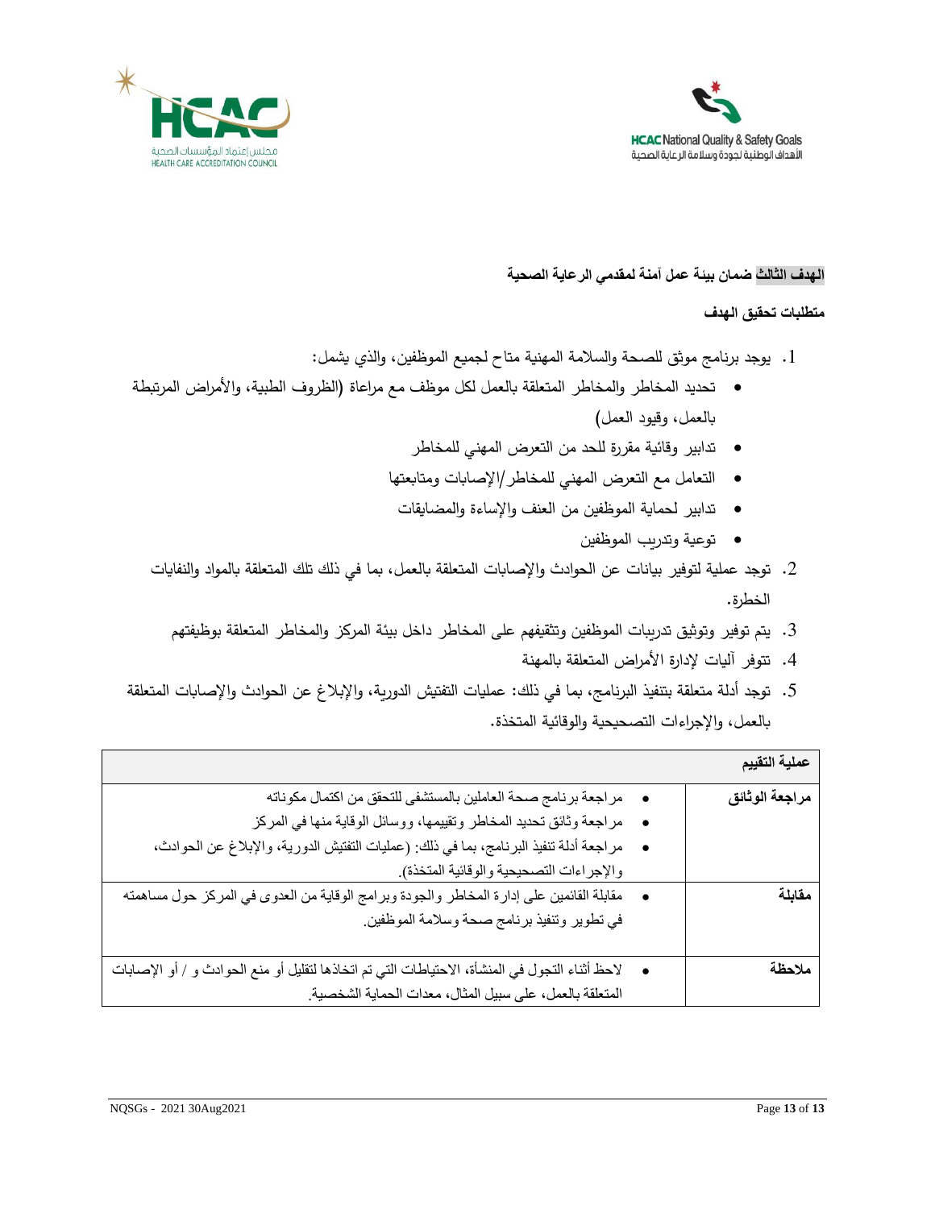**الهدف الثالث ضمان بيئة عمل آمنة لمقدمي الرعاية الصحية**

**متطلبات تحقيق الهدف**

1. يوجد برنامج موثق للصحة والسلامة المهنية متاح لجميع الموظفين، والذي يشمل:
   - تحديد المخاطر والمخاطر المتعلقة بالعمل لكل موظف مع مراعاة (الظروف الطبية، والأمراض المرتبطة بالعمل، وقيود العمل)
   - تدابير وقائية مقررة للحد من التعرض المهني للمخاطر
   - التعامل مع التعرض المهني للمخاطر/الإصابات ومتابعتها
   - تدابير لحماية الموظفين من العنف والإساءة والمضايقات
   - توعية وتدريب الموظفين
2. توجد عملية لتوفير بيانات عن الحوادث والإصابات المتعلقة بالعمل، بما في ذلك تلك المتعلقة بالمواد والنفايات الخطرة.
3. يتم توفير وتوثيق تدريبات الموظفين وتثقيفهم على المخاطر داخل بيئة المركز والمخاطر المتعلقة بوظيفتهم
4. تتوفر آليات لإدارة الأمراض المتعلقة بالمهنة
5. توجد أدلة متعلقة بتنفيذ البرنامج، بما في ذلك: عمليات التفتيش الدورية، والإبلاغ عن الحوادث والإصابات المتعلقة بالعمل، والإجراءات التصحيحية والوقائية المتخذة.

| **عملية التقييم** | |
|---|---|
| **مراجعة الوثائق** | • مراجعة برنامج صحة العاملين بالمستشفى للتحقق من اكتمال مكوناته<br>• مراجعة وثائق تحديد المخاطر وتقييمها، ووسائل الوقاية منها في المركز<br>• مراجعة أدلة تنفيذ البرنامج، بما في ذلك: (عمليات التفتيش الدورية، والإبلاغ عن الحوادث، والإجراءات التصحيحية والوقائية المتخذة). |
| **مقابلة** | • مقابلة القائمين على إدارة المخاطر والجودة وبرامج الوقاية من العدوى في المركز حول مساهمته في تطوير وتنفيذ برنامج صحة وسلامة الموظفين. |
| **ملاحظة** | • لاحظ أثناء التجول في المنشأة، الاحتياطات التي تم اتخاذها لتقليل أو منع الحوادث و / أو الإصابات المتعلقة بالعمل، على سبيل المثال، معدات الحماية الشخصية. |